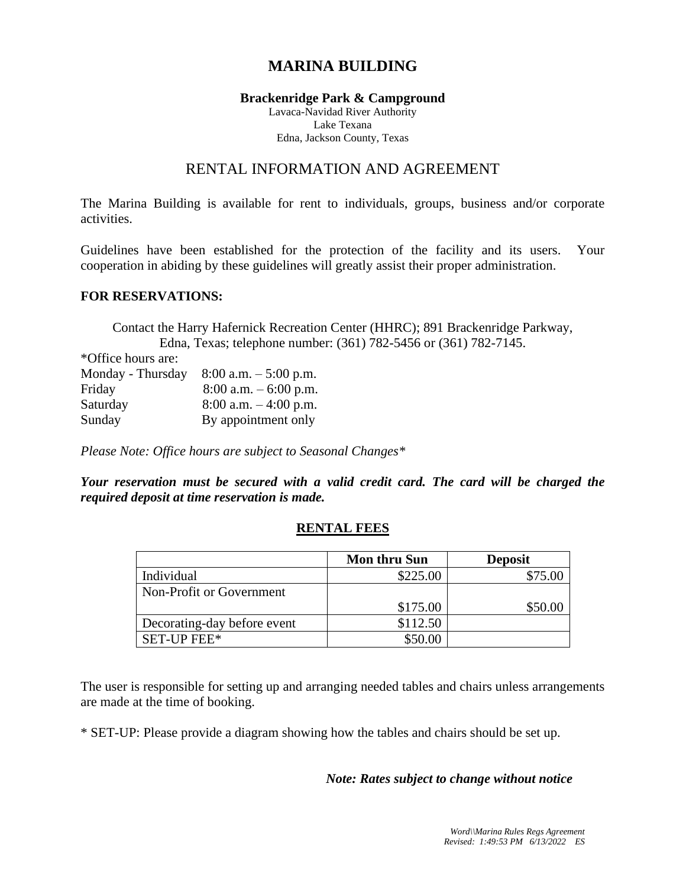# MARINA BUILDING

**Brackenridge Park & Campground**

Lavaca-Navidad River Authority
Lake Texana
Edna, Jackson County, Texas

## RENTAL INFORMATION AND AGREEMENT

The Marina Building is available for rent to individuals, groups, business and/or corporate activities.

Guidelines have been established for the protection of the facility and its users. Your cooperation in abiding by these guidelines will greatly assist their proper administration.

**FOR RESERVATIONS:**

Contact the Harry Hafernick Recreation Center (HHRC); 891 Brackenridge Parkway, Edna, Texas; telephone number: (361) 782-5456 or (361) 782-7145.

*Office hours are:

| | |
|---|---|
| Monday - Thursday | 8:00 a.m. – 5:00 p.m. |
| Friday | 8:00 a.m. – 6:00 p.m. |
| Saturday | 8:00 a.m. – 4:00 p.m. |
| Sunday | By appointment only |

*Please Note: Office hours are subject to Seasonal Changes**

***Your reservation must be secured with a valid credit card. The card will be charged the required deposit at time reservation is made.***

**RENTAL FEES**

| | Mon thru Sun | Deposit |
|---|---:|---:|
| Individual | $225.00 | $75.00 |
| Non-Profit or Government | $175.00 | $50.00 |
| Decorating-day before event | $112.50 | |
| SET-UP FEE* | $50.00 | |

The user is responsible for setting up and arranging needed tables and chairs unless arrangements are made at the time of booking.

* SET-UP: Please provide a diagram showing how the tables and chairs should be set up.

***Note: Rates subject to change without notice***

*Word\\Marina Rules Regs Agreement*
*Revised: 1:49:53 PM 6/13/2022 ES*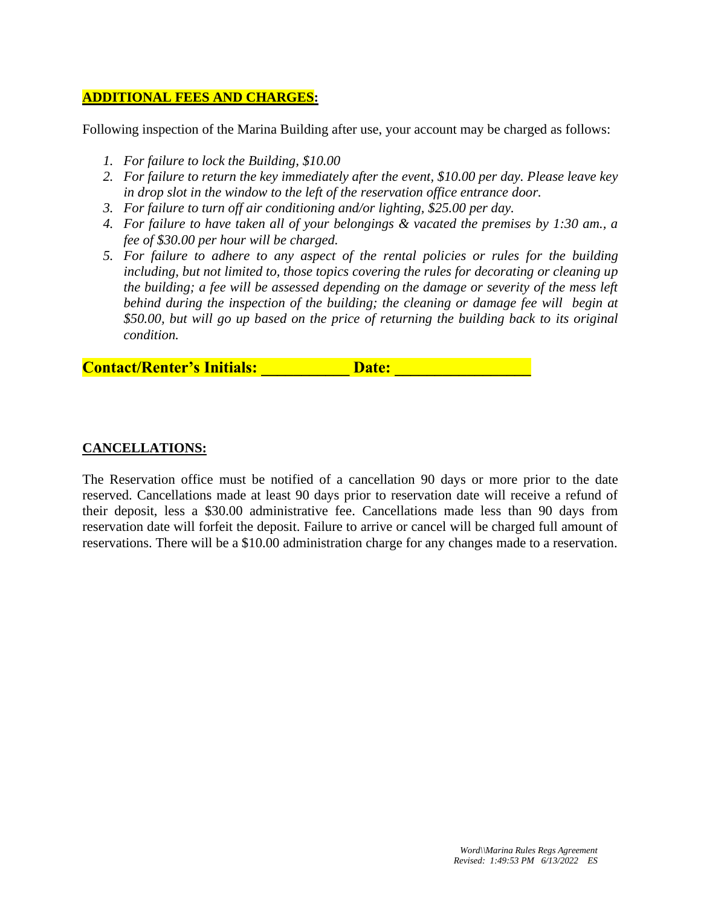**ADDITIONAL FEES AND CHARGES:**

Following inspection of the Marina Building after use, your account may be charged as follows:

1. *For failure to lock the Building, $10.00*
2. *For failure to return the key immediately after the event, $10.00 per day. Please leave key in drop slot in the window to the left of the reservation office entrance door.*
3. *For failure to turn off air conditioning and/or lighting, $25.00 per day.*
4. *For failure to have taken all of your belongings & vacated the premises by 1:30 am., a fee of $30.00 per hour will be charged.*
5. *For failure to adhere to any aspect of the rental policies or rules for the building including, but not limited to, those topics covering the rules for decorating or cleaning up the building; a fee will be assessed depending on the damage or severity of the mess left behind during the inspection of the building; the cleaning or damage fee will begin at $50.00, but will go up based on the price of returning the building back to its original condition.*

**Contact/Renter's Initials: __________ Date: ________________**

**CANCELLATIONS:**

The Reservation office must be notified of a cancellation 90 days or more prior to the date reserved. Cancellations made at least 90 days prior to reservation date will receive a refund of their deposit, less a $30.00 administrative fee. Cancellations made less than 90 days from reservation date will forfeit the deposit. Failure to arrive or cancel will be charged full amount of reservations. There will be a $10.00 administration charge for any changes made to a reservation.

*Word\\Marina Rules Regs Agreement*
*Revised: 1:49:53 PM 6/13/2022 ES*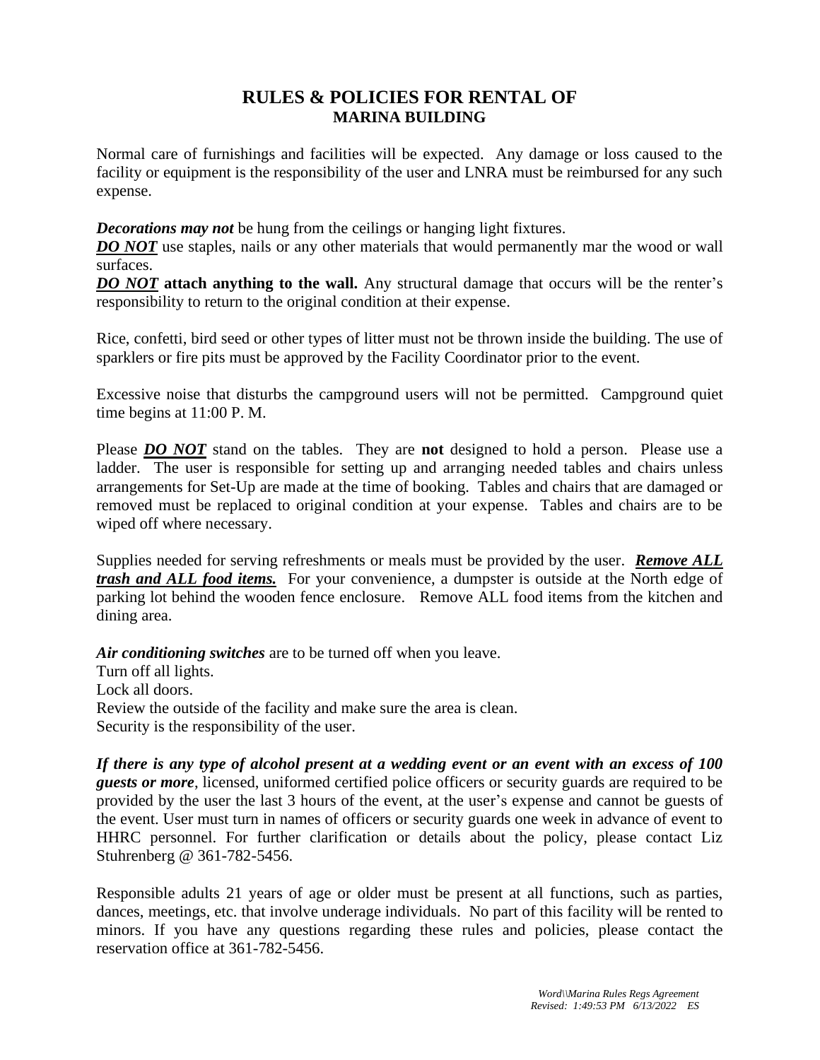# RULES & POLICIES FOR RENTAL OF
## MARINA BUILDING

Normal care of furnishings and facilities will be expected. Any damage or loss caused to the facility or equipment is the responsibility of the user and LNRA must be reimbursed for any such expense.

***Decorations may not*** be hung from the ceilings or hanging light fixtures.
***<u>DO NOT</u>*** use staples, nails or any other materials that would permanently mar the wood or wall surfaces.
***<u>DO NOT</u>*** **attach anything to the wall.** Any structural damage that occurs will be the renter's responsibility to return to the original condition at their expense.

Rice, confetti, bird seed or other types of litter must not be thrown inside the building. The use of sparklers or fire pits must be approved by the Facility Coordinator prior to the event.

Excessive noise that disturbs the campground users will not be permitted. Campground quiet time begins at 11:00 P. M.

Please ***<u>DO NOT</u>*** stand on the tables. They are **not** designed to hold a person. Please use a ladder. The user is responsible for setting up and arranging needed tables and chairs unless arrangements for Set-Up are made at the time of booking. Tables and chairs that are damaged or removed must be replaced to original condition at your expense. Tables and chairs are to be wiped off where necessary.

Supplies needed for serving refreshments or meals must be provided by the user. ***<u>Remove ALL trash and ALL food items.</u>*** For your convenience, a dumpster is outside at the North edge of parking lot behind the wooden fence enclosure. Remove ALL food items from the kitchen and dining area.

***Air conditioning switches*** are to be turned off when you leave.
Turn off all lights.
Lock all doors.
Review the outside of the facility and make sure the area is clean.
Security is the responsibility of the user.

***If there is any type of alcohol present at a wedding event or an event with an excess of 100 guests or more***, licensed, uniformed certified police officers or security guards are required to be provided by the user the last 3 hours of the event, at the user's expense and cannot be guests of the event. User must turn in names of officers or security guards one week in advance of event to HHRC personnel. For further clarification or details about the policy, please contact Liz Stuhrenberg @ 361-782-5456.

Responsible adults 21 years of age or older must be present at all functions, such as parties, dances, meetings, etc. that involve underage individuals. No part of this facility will be rented to minors. If you have any questions regarding these rules and policies, please contact the reservation office at 361-782-5456.

*Word\\Marina Rules Regs Agreement*
*Revised: 1:49:53 PM 6/13/2022 ES*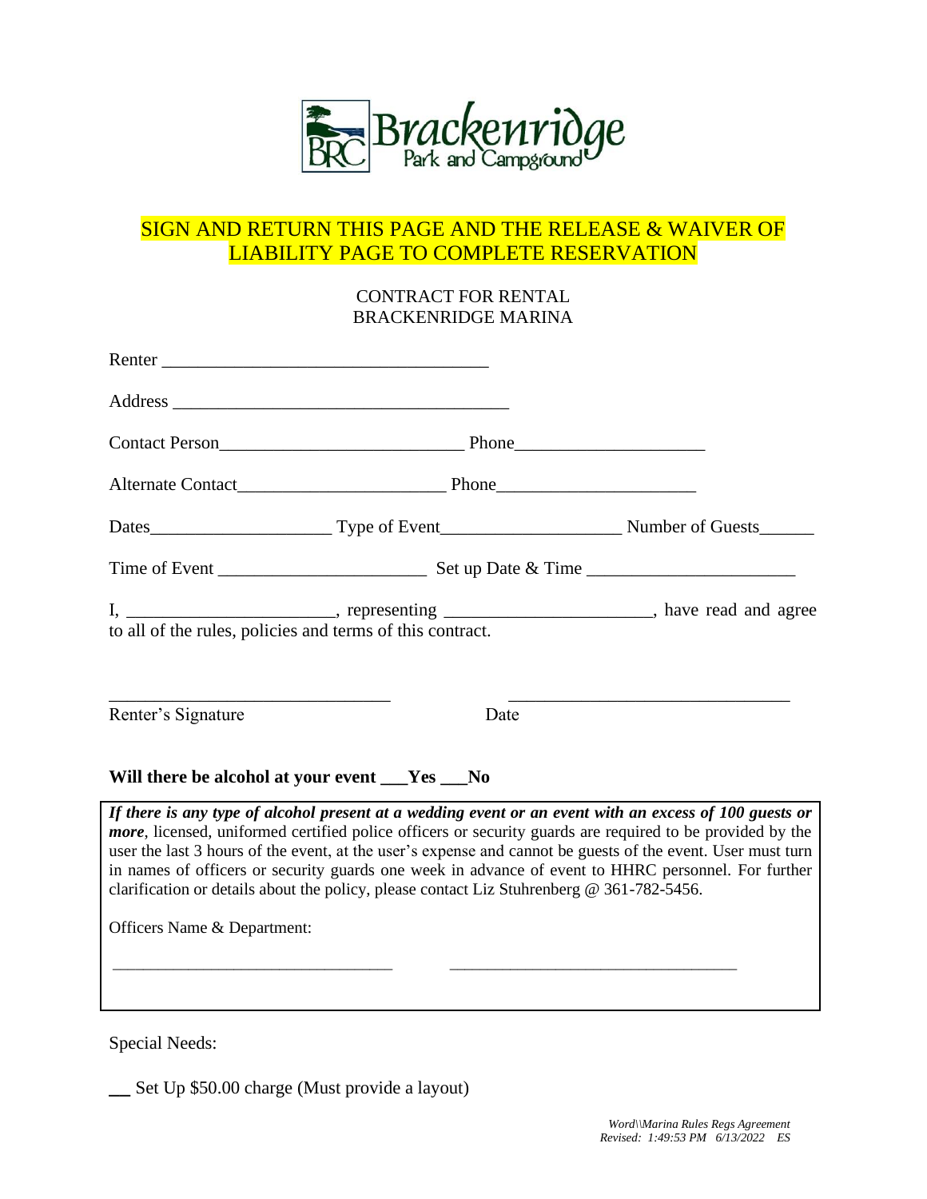Brackenridge Park and Campground

SIGN AND RETURN THIS PAGE AND THE RELEASE & WAIVER OF LIABILITY PAGE TO COMPLETE RESERVATION

CONTRACT FOR RENTAL
BRACKENRIDGE MARINA

Renter ____________________________________

Address _____________________________________

Contact Person___________________________ Phone_____________________

Alternate Contact_______________________ Phone______________________

Dates___________________ Type of Event___________________ Number of Guests______

Time of Event ______________________ Set up Date & Time ______________________

I, ______________________, representing ______________________, have read and agree to all of the rules, policies and terms of this contract.

______________________________ ______________________________
Renter's Signature Date

**Will there be alcohol at your event ___Yes ___No**

***If there is any type of alcohol present at a wedding event or an event with an excess of 100 guests or more***, licensed, uniformed certified police officers or security guards are required to be provided by the user the last 3 hours of the event, at the user's expense and cannot be guests of the event. User must turn in names of officers or security guards one week in advance of event to HHRC personnel. For further clarification or details about the policy, please contact Liz Stuhrenberg @ 361-782-5456.

Officers Name & Department:

______________________________ ______________________________

Special Needs:

__ Set Up $50.00 charge (Must provide a layout)

*Word\\Marina Rules Regs Agreement*
*Revised: 1:49:53 PM 6/13/2022 ES*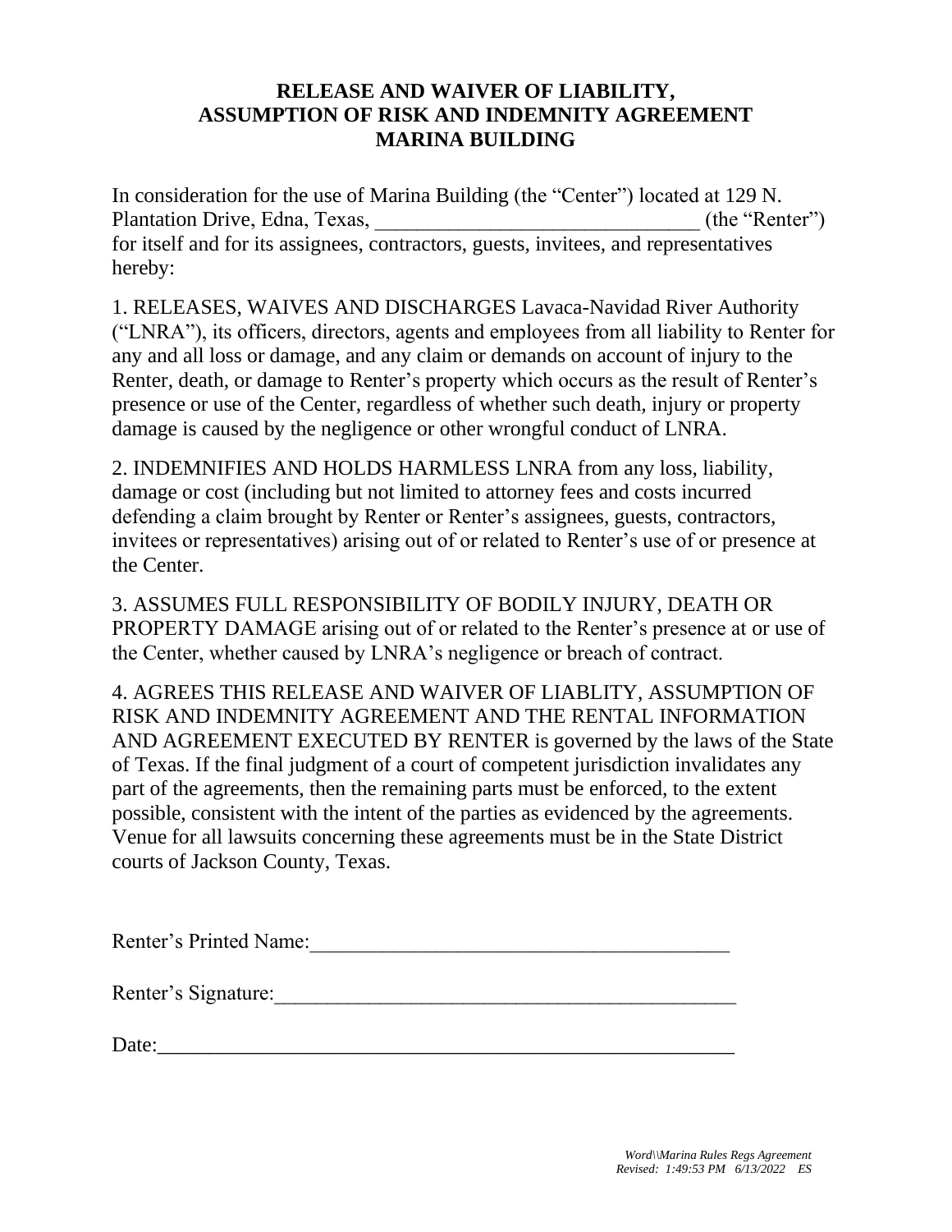# RELEASE AND WAIVER OF LIABILITY, ASSUMPTION OF RISK AND INDEMNITY AGREEMENT MARINA BUILDING

In consideration for the use of Marina Building (the "Center") located at 129 N. Plantation Drive, Edna, Texas, ______________________________ (the "Renter") for itself and for its assignees, contractors, guests, invitees, and representatives hereby:

1. RELEASES, WAIVES AND DISCHARGES Lavaca-Navidad River Authority ("LNRA"), its officers, directors, agents and employees from all liability to Renter for any and all loss or damage, and any claim or demands on account of injury to the Renter, death, or damage to Renter's property which occurs as the result of Renter's presence or use of the Center, regardless of whether such death, injury or property damage is caused by the negligence or other wrongful conduct of LNRA.

2. INDEMNIFIES AND HOLDS HARMLESS LNRA from any loss, liability, damage or cost (including but not limited to attorney fees and costs incurred defending a claim brought by Renter or Renter's assignees, guests, contractors, invitees or representatives) arising out of or related to Renter's use of or presence at the Center.

3. ASSUMES FULL RESPONSIBILITY OF BODILY INJURY, DEATH OR PROPERTY DAMAGE arising out of or related to the Renter's presence at or use of the Center, whether caused by LNRA's negligence or breach of contract.

4. AGREES THIS RELEASE AND WAIVER OF LIABLITY, ASSUMPTION OF RISK AND INDEMNITY AGREEMENT AND THE RENTAL INFORMATION AND AGREEMENT EXECUTED BY RENTER is governed by the laws of the State of Texas. If the final judgment of a court of competent jurisdiction invalidates any part of the agreements, then the remaining parts must be enforced, to the extent possible, consistent with the intent of the parties as evidenced by the agreements. Venue for all lawsuits concerning these agreements must be in the State District courts of Jackson County, Texas.

Renter's Printed Name:_______________________________________

Renter's Signature:___________________________________________

Date:_______________________________________________________

*Word\\Marina Rules Regs Agreement*
*Revised: 1:49:53 PM 6/13/2022 ES*